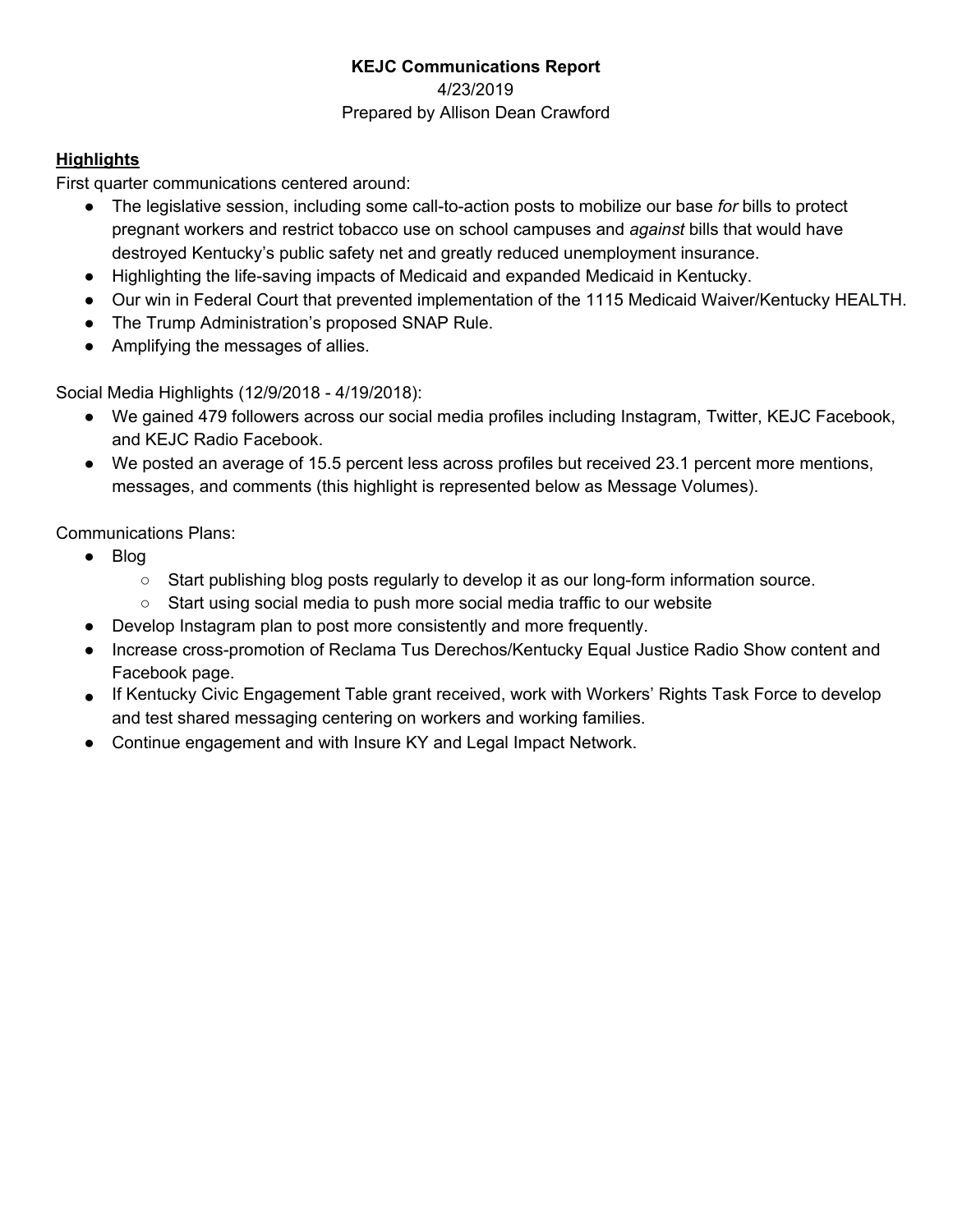**KEJC Communications Report**

4/23/2019

Prepared by Allison Dean Crawford

**Highlights**

First quarter communications centered around:

- The legislative session, including some call-to-action posts to mobilize our base *for* bills to protect pregnant workers and restrict tobacco use on school campuses and *against* bills that would have destroyed Kentucky's public safety net and greatly reduced unemployment insurance.
- Highlighting the life-saving impacts of Medicaid and expanded Medicaid in Kentucky.
- Our win in Federal Court that prevented implementation of the 1115 Medicaid Waiver/Kentucky HEALTH.
- The Trump Administration's proposed SNAP Rule.
- Amplifying the messages of allies.

Social Media Highlights (12/9/2018 - 4/19/2018):

- We gained 479 followers across our social media profiles including Instagram, Twitter, KEJC Facebook, and KEJC Radio Facebook.
- We posted an average of 15.5 percent less across profiles but received 23.1 percent more mentions, messages, and comments (this highlight is represented below as Message Volumes).

Communications Plans:

- Blog
  - Start publishing blog posts regularly to develop it as our long-form information source.
  - Start using social media to push more social media traffic to our website
- Develop Instagram plan to post more consistently and more frequently.
- Increase cross-promotion of Reclama Tus Derechos/Kentucky Equal Justice Radio Show content and Facebook page.
- If Kentucky Civic Engagement Table grant received, work with Workers' Rights Task Force to develop and test shared messaging centering on workers and working families.
- Continue engagement and with Insure KY and Legal Impact Network.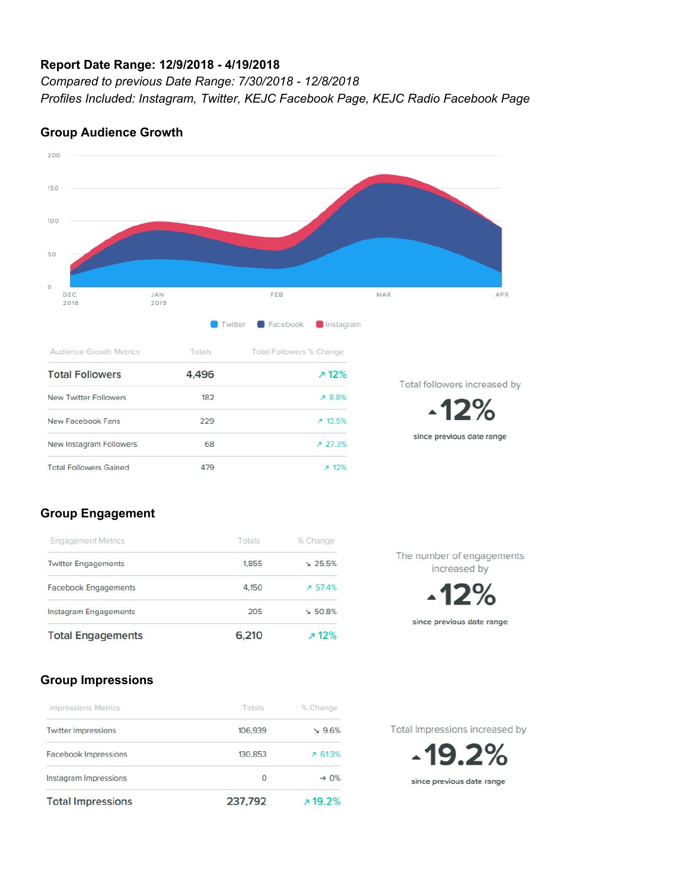**Report Date Range: 12/9/2018 - 4/19/2018**

*Compared to previous Date Range: 7/30/2018 - 12/8/2018*

*Profiles Included: Instagram, Twitter, KEJC Facebook Page, KEJC Radio Facebook Page*

## Group Audience Growth

| Audience Growth Metrics | Totals | Total Followers % Change |
| --- | --- | --- |
| **Total Followers** | **4,496** | **↗ 12%** |
| New Twitter Followers | 182 | ↗ 8.8% |
| New Facebook Fans | 229 | ↗ 13.5% |
| New Instagram Followers | 68 | ↗ 27.3% |
| Total Followers Gained | 479 | ↗ 12% |

Total followers increased by

**▲12%**

since previous date range

## Group Engagement

| Engagement Metrics | Totals | % Change |
| --- | --- | --- |
| Twitter Engagements | 1,855 | ↘ 25.5% |
| Facebook Engagements | 4,150 | ↗ 57.4% |
| Instagram Engagements | 205 | ↘ 50.8% |
| **Total Engagements** | **6,210** | **↗ 12%** |

The number of engagements increased by

**▲12%**

since previous date range

## Group Impressions

| Impressions Metrics | Totals | % Change |
| --- | --- | --- |
| Twitter Impressions | 106,939 | ↘ 9.6% |
| Facebook Impressions | 130,853 | ↗ 61.3% |
| Instagram Impressions | 0 | → 0% |
| **Total Impressions** | **237,792** | **↗ 19.2%** |

Total Impressions increased by

**▲19.2%**

since previous date range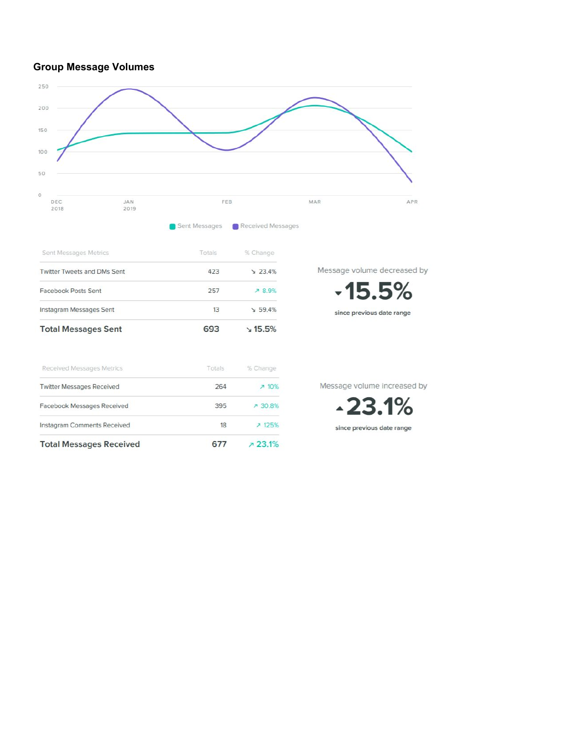## Group Message Volumes

250
200
150
100
50
0

DEC 2018 | JAN 2019 | FEB | MAR | APR

Sent Messages | Received Messages

| Sent Messages Metrics | Totals | % Change |
|---|---|---|
| Twitter Tweets and DMs Sent | 423 | ↘ 23.4% |
| Facebook Posts Sent | 257 | ↗ 8.9% |
| Instagram Messages Sent | 13 | ↘ 59.4% |
| **Total Messages Sent** | **693** | **↘ 15.5%** |

Message volume decreased by

**▾15.5%**

since previous date range

| Received Messages Metrics | Totals | % Change |
|---|---|---|
| Twitter Messages Received | 264 | ↗ 10% |
| Facebook Messages Received | 395 | ↗ 30.8% |
| Instagram Comments Received | 18 | ↗ 125% |
| **Total Messages Received** | **677** | **↗ 23.1%** |

Message volume increased by

**▴23.1%**

since previous date range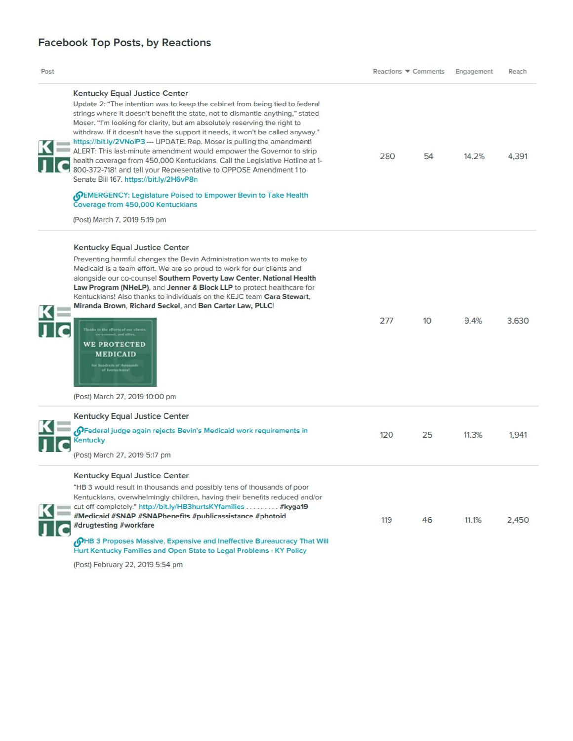## Facebook Top Posts, by Reactions

| Post | Reactions ▼ | Comments | Engagement | Reach |
|---|---|---|---|---|
| **Kentucky Equal Justice Center**<br>Update 2: "The intention was to keep the cabinet from being tied to federal strings where it doesn't benefit the state, not to dismantle anything," stated Moser. "I'm looking for clarity, but am absolutely reserving the right to withdraw. If it doesn't have the support it needs, it won't be called anyway." https://bit.ly/2VNoiP3 --- UPDATE: Rep. Moser is pulling the amendment! ALERT: This last-minute amendment would empower the Governor to strip health coverage from 450,000 Kentuckians. Call the Legislative Hotline at 1-800-372-7181 and tell your Representative to OPPOSE Amendment 1 to Senate Bill 167. https://bit.ly/2H6vP8n<br>EMERGENCY: Legislature Poised to Empower Bevin to Take Health Coverage from 450,000 Kentuckians<br>(Post) March 7, 2019 5:19 pm | 280 | 54 | 14.2% | 4,391 |
| **Kentucky Equal Justice Center**<br>Preventing harmful changes the Bevin Administration wants to make to Medicaid is a team effort. We are so proud to work for our clients and alongside our co-counsel **Southern Poverty Law Center**, **National Health Law Program (NHeLP)**, and **Jenner & Block LLP** to protect healthcare for Kentuckians! Also thanks to individuals on the KEJC team **Cara Stewart**, **Miranda Brown**, **Richard Seckel**, and **Ben Carter Law, PLLC**!<br>Thanks to the efforts of our clients, co-counsel, and allies, WE PROTECTED MEDICAID for hundreds of thousands of Kentuckians!<br>(Post) March 27, 2019 10:00 pm | 277 | 10 | 9.4% | 3,630 |
| **Kentucky Equal Justice Center**<br>Federal judge again rejects Bevin's Medicaid work requirements in Kentucky<br>(Post) March 27, 2019 5:17 pm | 120 | 25 | 11.3% | 1,941 |
| **Kentucky Equal Justice Center**<br>"HB 3 would result in thousands and possibly tens of thousands of poor Kentuckians, overwhelmingly children, having their benefits reduced and/or cut off completely." http://bit.ly/HB3hurtsKYfamilies ......... **#kyga19 #Medicaid #SNAP #SNAPbenefits #publicassistance #photoid #drugtesting #workfare**<br>HB 3 Proposes Massive, Expensive and Ineffective Bureaucracy That Will Hurt Kentucky Families and Open State to Legal Problems - KY Policy<br>(Post) February 22, 2019 5:54 pm | 119 | 46 | 11.1% | 2,450 |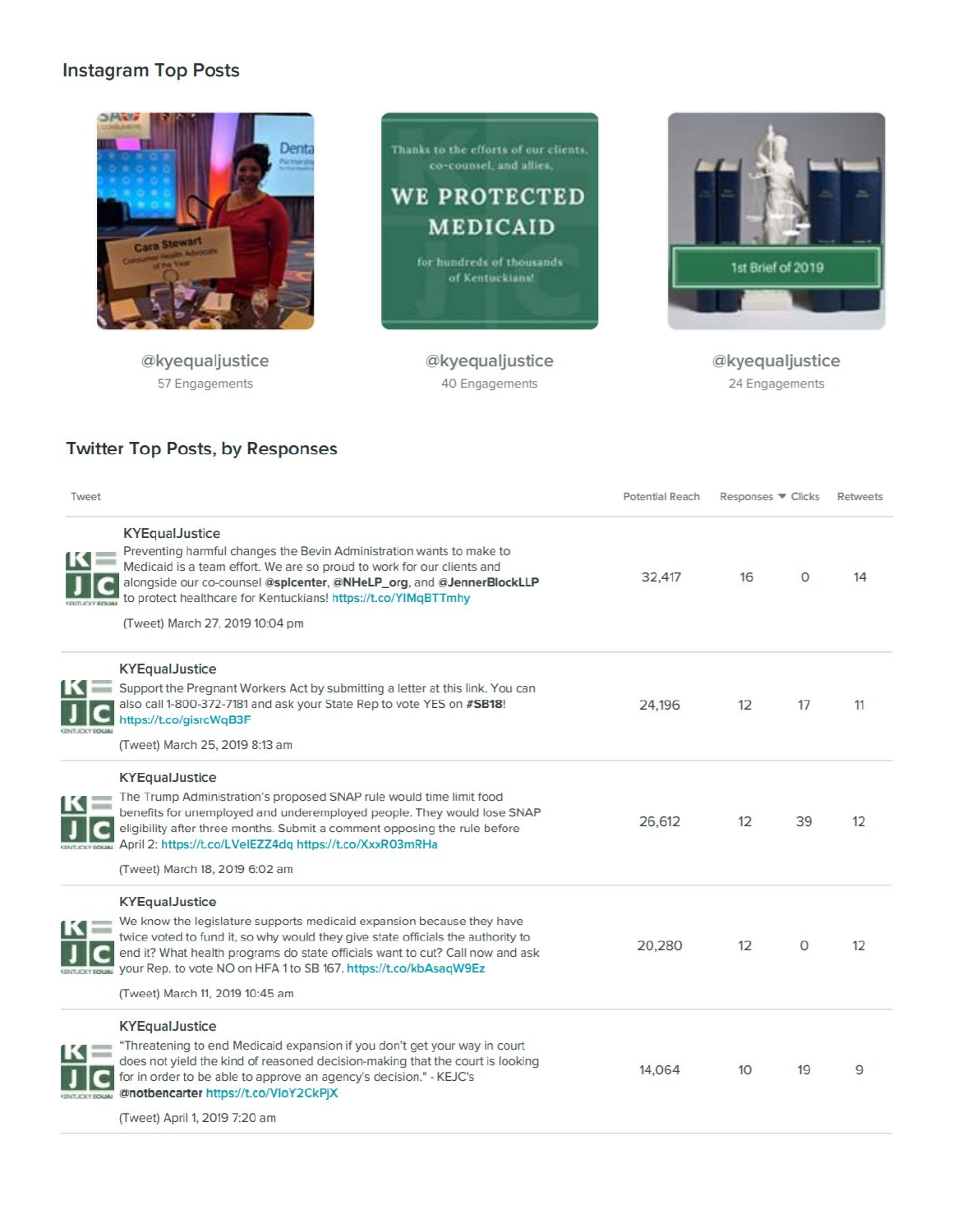## Instagram Top Posts

@kyequaljustice
57 Engagements

@kyequaljustice
40 Engagements

@kyequaljustice
24 Engagements

## Twitter Top Posts, by Responses

| Tweet | Potential Reach | Responses ▼ | Clicks | Retweets |
|---|---|---|---|---|
| **KYEqualJustice** Preventing harmful changes the Bevin Administration wants to make to Medicaid is a team effort. We are so proud to work for our clients and alongside our co-counsel **@splcenter**, **@NHeLP_org**, and **@JennerBlockLLP** to protect healthcare for Kentuckians! https://t.co/YlMqBTTmhy (Tweet) March 27, 2019 10:04 pm | 32,417 | 16 | 0 | 14 |
| **KYEqualJustice** Support the Pregnant Workers Act by submitting a letter at this link. You can also call 1-800-372-7181 and ask your State Rep to vote YES on **#SB18**! https://t.co/gisrcWqB3F (Tweet) March 25, 2019 8:13 am | 24,196 | 12 | 17 | 11 |
| **KYEqualJustice** The Trump Administration's proposed SNAP rule would time limit food benefits for unemployed and underemployed people. They would lose SNAP eligibility after three months. Submit a comment opposing the rule before April 2: https://t.co/LVelEZZ4dq https://t.co/XxxR03mRHa (Tweet) March 18, 2019 6:02 am | 26,612 | 12 | 39 | 12 |
| **KYEqualJustice** We know the legislature supports medicaid expansion because they have twice voted to fund it, so why would they give state officials the authority to end it? What health programs do state officials want to cut? Call now and ask your Rep. to vote NO on HFA 1 to SB 167. https://t.co/kbAsaqW9Ez (Tweet) March 11, 2019 10:45 am | 20,280 | 12 | 0 | 12 |
| **KYEqualJustice** "Threatening to end Medicaid expansion if you don't get your way in court does not yield the kind of reasoned decision-making that the court is looking for in order to be able to approve an agency's decision." - KEJC's **@notbencarter** https://t.co/VloY2CkPjX (Tweet) April 1, 2019 7:20 am | 14,064 | 10 | 19 | 9 |